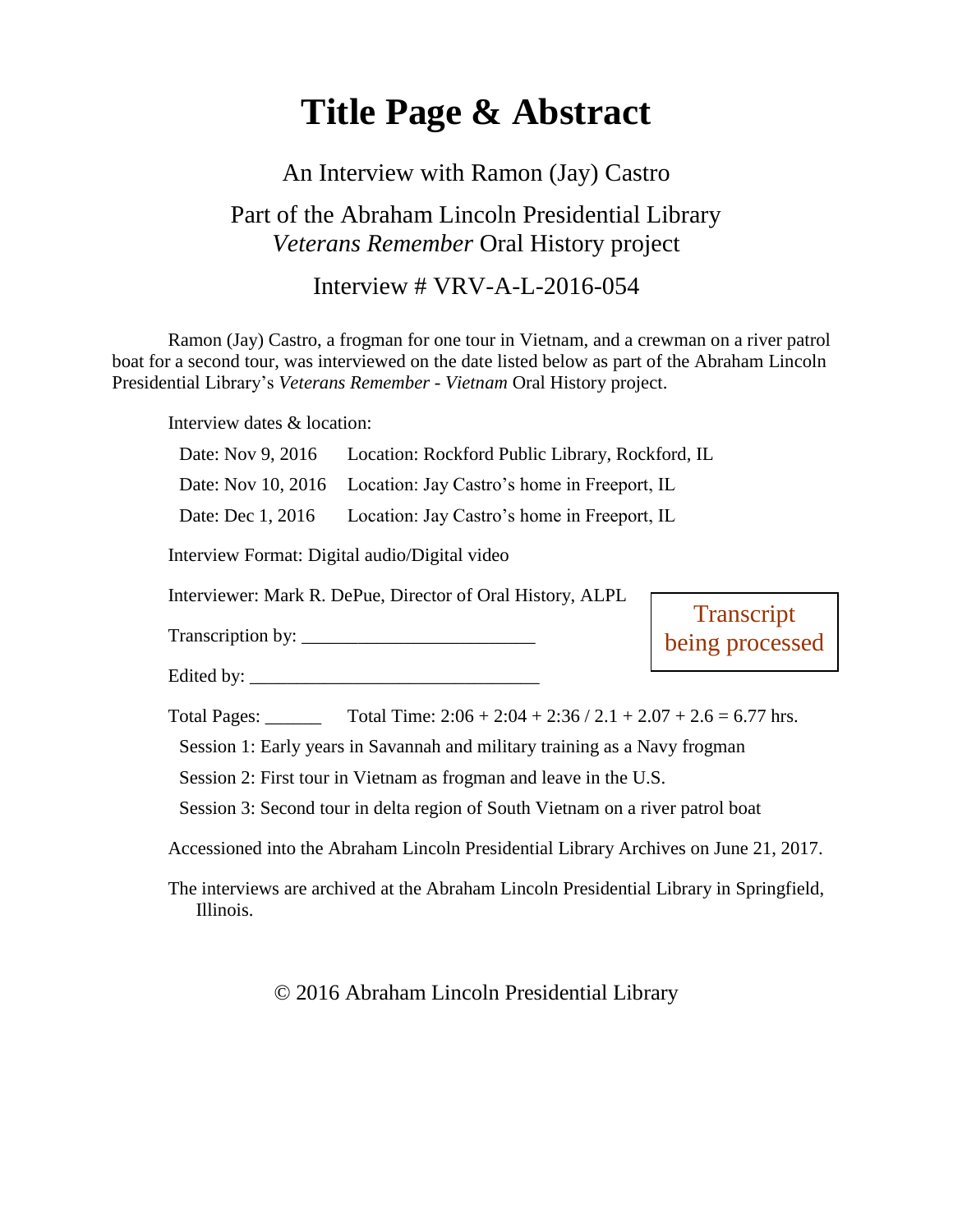# Title Page & Abstract

An Interview with Ramon (Jay) Castro

Part of the Abraham Lincoln Presidential Library
*Veterans Remember* Oral History project

Interview # VRV-A-L-2016-054

Ramon (Jay) Castro, a frogman for one tour in Vietnam, and a crewman on a river patrol boat for a second tour, was interviewed on the date listed below as part of the Abraham Lincoln Presidential Library's *Veterans Remember - Vietnam* Oral History project.

Interview dates & location:

Date: Nov 9, 2016 Location: Rockford Public Library, Rockford, IL

Date: Nov 10, 2016 Location: Jay Castro's home in Freeport, IL

Date: Dec 1, 2016 Location: Jay Castro's home in Freeport, IL

Interview Format: Digital audio/Digital video

Interviewer: Mark R. DePue, Director of Oral History, ALPL

Transcription by: ________________________

Edited by: ______________________________

Transcript being processed

Total Pages: ______ Total Time: 2:06 + 2:04 + 2:36 / 2.1 + 2.07 + 2.6 = 6.77 hrs.

Session 1: Early years in Savannah and military training as a Navy frogman

Session 2: First tour in Vietnam as frogman and leave in the U.S.

Session 3: Second tour in delta region of South Vietnam on a river patrol boat

Accessioned into the Abraham Lincoln Presidential Library Archives on June 21, 2017.

The interviews are archived at the Abraham Lincoln Presidential Library in Springfield, Illinois.

© 2016 Abraham Lincoln Presidential Library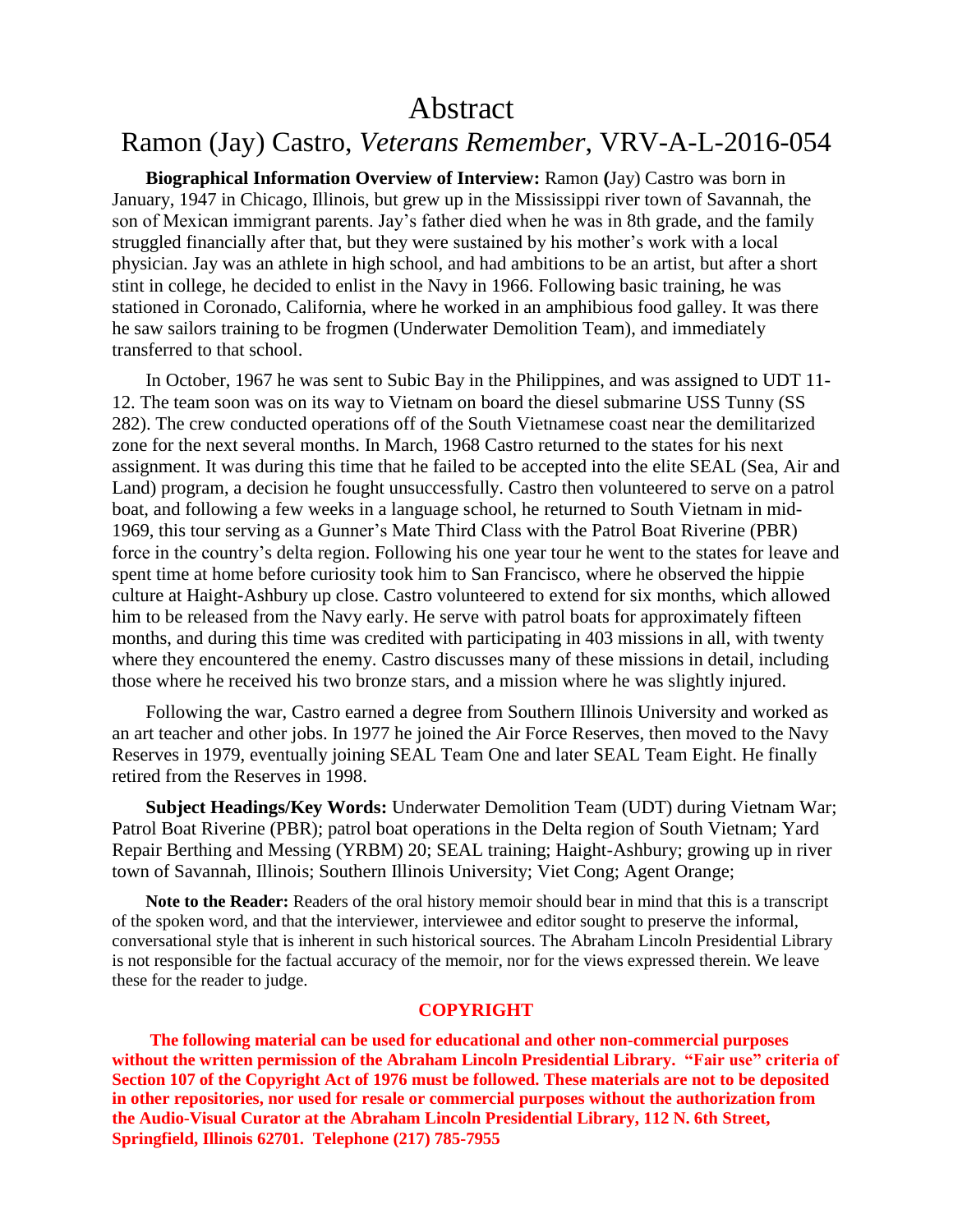# Abstract

## Ramon (Jay) Castro, *Veterans Remember*, VRV-A-L-2016-054

**Biographical Information Overview of Interview:** Ramon **(**Jay) Castro was born in January, 1947 in Chicago, Illinois, but grew up in the Mississippi river town of Savannah, the son of Mexican immigrant parents. Jay's father died when he was in 8th grade, and the family struggled financially after that, but they were sustained by his mother's work with a local physician. Jay was an athlete in high school, and had ambitions to be an artist, but after a short stint in college, he decided to enlist in the Navy in 1966. Following basic training, he was stationed in Coronado, California, where he worked in an amphibious food galley. It was there he saw sailors training to be frogmen (Underwater Demolition Team), and immediately transferred to that school.

In October, 1967 he was sent to Subic Bay in the Philippines, and was assigned to UDT 11-12. The team soon was on its way to Vietnam on board the diesel submarine USS Tunny (SS 282). The crew conducted operations off of the South Vietnamese coast near the demilitarized zone for the next several months. In March, 1968 Castro returned to the states for his next assignment. It was during this time that he failed to be accepted into the elite SEAL (Sea, Air and Land) program, a decision he fought unsuccessfully. Castro then volunteered to serve on a patrol boat, and following a few weeks in a language school, he returned to South Vietnam in mid-1969, this tour serving as a Gunner's Mate Third Class with the Patrol Boat Riverine (PBR) force in the country's delta region. Following his one year tour he went to the states for leave and spent time at home before curiosity took him to San Francisco, where he observed the hippie culture at Haight-Ashbury up close. Castro volunteered to extend for six months, which allowed him to be released from the Navy early. He serve with patrol boats for approximately fifteen months, and during this time was credited with participating in 403 missions in all, with twenty where they encountered the enemy. Castro discusses many of these missions in detail, including those where he received his two bronze stars, and a mission where he was slightly injured.

Following the war, Castro earned a degree from Southern Illinois University and worked as an art teacher and other jobs. In 1977 he joined the Air Force Reserves, then moved to the Navy Reserves in 1979, eventually joining SEAL Team One and later SEAL Team Eight. He finally retired from the Reserves in 1998.

**Subject Headings/Key Words:** Underwater Demolition Team (UDT) during Vietnam War; Patrol Boat Riverine (PBR); patrol boat operations in the Delta region of South Vietnam; Yard Repair Berthing and Messing (YRBM) 20; SEAL training; Haight-Ashbury; growing up in river town of Savannah, Illinois; Southern Illinois University; Viet Cong; Agent Orange;

**Note to the Reader:** Readers of the oral history memoir should bear in mind that this is a transcript of the spoken word, and that the interviewer, interviewee and editor sought to preserve the informal, conversational style that is inherent in such historical sources. The Abraham Lincoln Presidential Library is not responsible for the factual accuracy of the memoir, nor for the views expressed therein. We leave these for the reader to judge.

**COPYRIGHT**

**The following material can be used for educational and other non-commercial purposes without the written permission of the Abraham Lincoln Presidential Library. "Fair use" criteria of Section 107 of the Copyright Act of 1976 must be followed. These materials are not to be deposited in other repositories, nor used for resale or commercial purposes without the authorization from the Audio-Visual Curator at the Abraham Lincoln Presidential Library, 112 N. 6th Street, Springfield, Illinois 62701. Telephone (217) 785-7955**